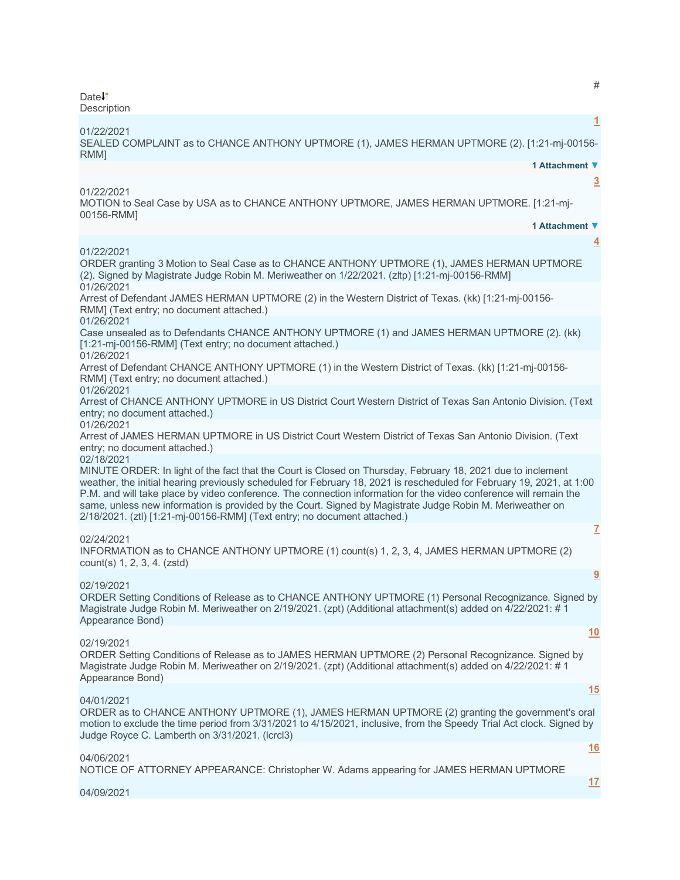| Date | # | Description |
| --- | --- | --- |
| 01/22/2021 | 1 | SEALED COMPLAINT as to CHANCE ANTHONY UPTMORE (1), JAMES HERMAN UPTMORE (2). [1:21-mj-00156-RMM] |
| | | 1 Attachment ▼ |
| 01/22/2021 | 3 | MOTION to Seal Case by USA as to CHANCE ANTHONY UPTMORE, JAMES HERMAN UPTMORE. [1:21-mj-00156-RMM] |
| | | 1 Attachment ▼ |
| 01/22/2021 | 4 | ORDER granting 3 Motion to Seal Case as to CHANCE ANTHONY UPTMORE (1), JAMES HERMAN UPTMORE (2). Signed by Magistrate Judge Robin M. Meriweather on 1/22/2021. (zltp) [1:21-mj-00156-RMM] |
| 01/26/2021 | | Arrest of Defendant JAMES HERMAN UPTMORE (2) in the Western District of Texas. (kk) [1:21-mj-00156-RMM] (Text entry; no document attached.) |
| 01/26/2021 | | Case unsealed as to Defendants CHANCE ANTHONY UPTMORE (1) and JAMES HERMAN UPTMORE (2). (kk) [1:21-mj-00156-RMM] (Text entry; no document attached.) |
| 01/26/2021 | | Arrest of Defendant CHANCE ANTHONY UPTMORE (1) in the Western District of Texas. (kk) [1:21-mj-00156-RMM] (Text entry; no document attached.) |
| 01/26/2021 | | Arrest of CHANCE ANTHONY UPTMORE in US District Court Western District of Texas San Antonio Division. (Text entry; no document attached.) |
| 01/26/2021 | | Arrest of JAMES HERMAN UPTMORE in US District Court Western District of Texas San Antonio Division. (Text entry; no document attached.) |
| 02/18/2021 | | MINUTE ORDER: In light of the fact that the Court is Closed on Thursday, February 18, 2021 due to inclement weather, the initial hearing previously scheduled for February 18, 2021 is rescheduled for February 19, 2021, at 1:00 P.M. and will take place by video conference. The connection information for the video conference will remain the same, unless new information is provided by the Court. Signed by Magistrate Judge Robin M. Meriweather on 2/18/2021. (ztl) [1:21-mj-00156-RMM] (Text entry; no document attached.) |
| 02/24/2021 | 7 | INFORMATION as to CHANCE ANTHONY UPTMORE (1) count(s) 1, 2, 3, 4, JAMES HERMAN UPTMORE (2) count(s) 1, 2, 3, 4. (zstd) |
| 02/19/2021 | 9 | ORDER Setting Conditions of Release as to CHANCE ANTHONY UPTMORE (1) Personal Recognizance. Signed by Magistrate Judge Robin M. Meriweather on 2/19/2021. (zpt) (Additional attachment(s) added on 4/22/2021: # 1 Appearance Bond) |
| 02/19/2021 | 10 | ORDER Setting Conditions of Release as to JAMES HERMAN UPTMORE (2) Personal Recognizance. Signed by Magistrate Judge Robin M. Meriweather on 2/19/2021. (zpt) (Additional attachment(s) added on 4/22/2021: # 1 Appearance Bond) |
| 04/01/2021 | 15 | ORDER as to CHANCE ANTHONY UPTMORE (1), JAMES HERMAN UPTMORE (2) granting the government's oral motion to exclude the time period from 3/31/2021 to 4/15/2021, inclusive, from the Speedy Trial Act clock. Signed by Judge Royce C. Lamberth on 3/31/2021. (lcrcl3) |
| 04/06/2021 | 16 | NOTICE OF ATTORNEY APPEARANCE: Christopher W. Adams appearing for JAMES HERMAN UPTMORE |
| 04/09/2021 | 17 | |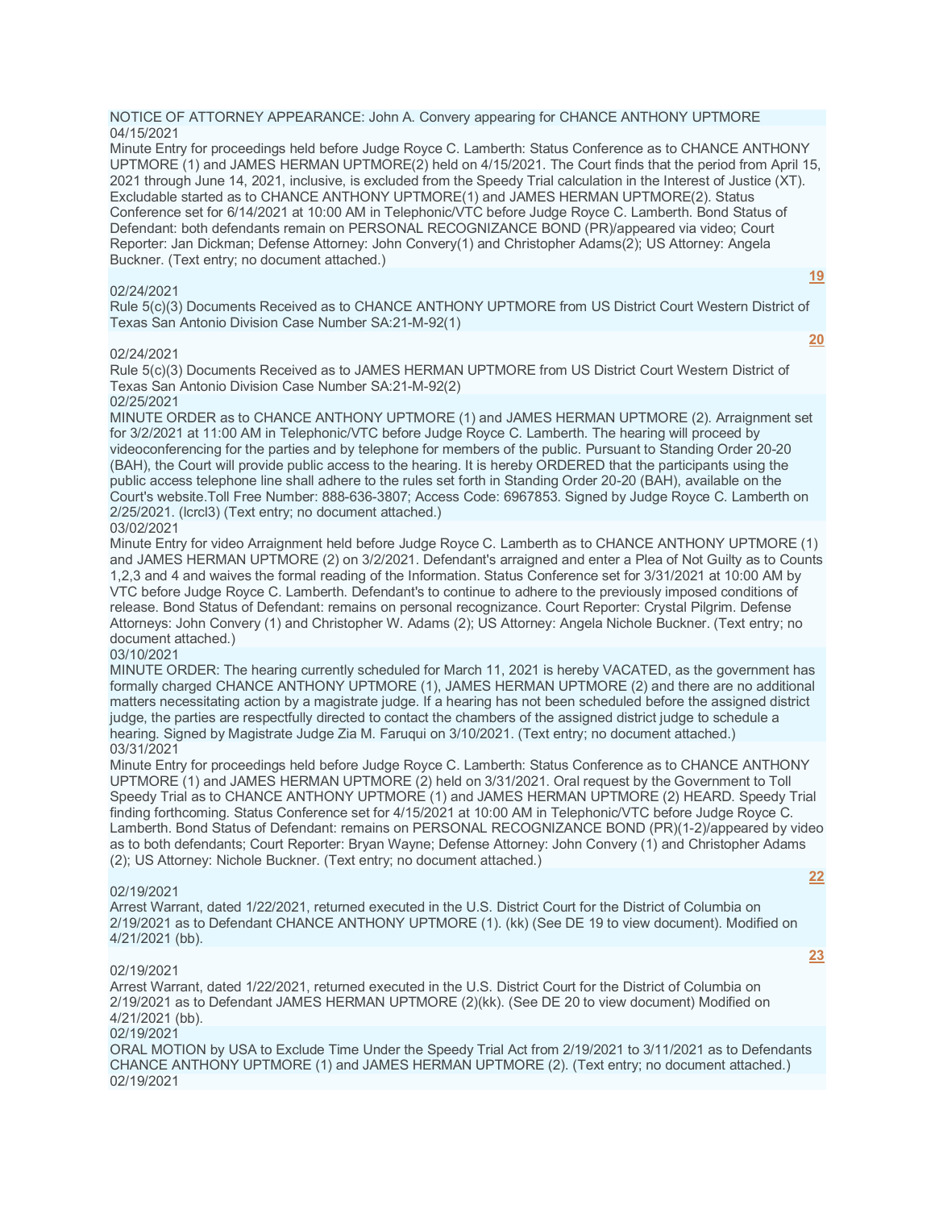NOTICE OF ATTORNEY APPEARANCE: John A. Convery appearing for CHANCE ANTHONY UPTMORE

04/15/2021

Minute Entry for proceedings held before Judge Royce C. Lamberth: Status Conference as to CHANCE ANTHONY UPTMORE (1) and JAMES HERMAN UPTMORE(2) held on 4/15/2021. The Court finds that the period from April 15, 2021 through June 14, 2021, inclusive, is excluded from the Speedy Trial calculation in the Interest of Justice (XT). Excludable started as to CHANCE ANTHONY UPTMORE(1) and JAMES HERMAN UPTMORE(2). Status Conference set for 6/14/2021 at 10:00 AM in Telephonic/VTC before Judge Royce C. Lamberth. Bond Status of Defendant: both defendants remain on PERSONAL RECOGNIZANCE BOND (PR)/appeared via video; Court Reporter: Jan Dickman; Defense Attorney: John Convery(1) and Christopher Adams(2); US Attorney: Angela Buckner. (Text entry; no document attached.)

19

02/24/2021

Rule 5(c)(3) Documents Received as to CHANCE ANTHONY UPTMORE from US District Court Western District of Texas San Antonio Division Case Number SA:21-M-92(1)

20

02/24/2021

Rule 5(c)(3) Documents Received as to JAMES HERMAN UPTMORE from US District Court Western District of Texas San Antonio Division Case Number SA:21-M-92(2)

02/25/2021

MINUTE ORDER as to CHANCE ANTHONY UPTMORE (1) and JAMES HERMAN UPTMORE (2). Arraignment set for 3/2/2021 at 11:00 AM in Telephonic/VTC before Judge Royce C. Lamberth. The hearing will proceed by videoconferencing for the parties and by telephone for members of the public. Pursuant to Standing Order 20-20 (BAH), the Court will provide public access to the hearing. It is hereby ORDERED that the participants using the public access telephone line shall adhere to the rules set forth in Standing Order 20-20 (BAH), available on the Court's website.Toll Free Number: 888-636-3807; Access Code: 6967853. Signed by Judge Royce C. Lamberth on 2/25/2021. (lcrcl3) (Text entry; no document attached.)

03/02/2021

Minute Entry for video Arraignment held before Judge Royce C. Lamberth as to CHANCE ANTHONY UPTMORE (1) and JAMES HERMAN UPTMORE (2) on 3/2/2021. Defendant's arraigned and enter a Plea of Not Guilty as to Counts 1,2,3 and 4 and waives the formal reading of the Information. Status Conference set for 3/31/2021 at 10:00 AM by VTC before Judge Royce C. Lamberth. Defendant's to continue to adhere to the previously imposed conditions of release. Bond Status of Defendant: remains on personal recognizance. Court Reporter: Crystal Pilgrim. Defense Attorneys: John Convery (1) and Christopher W. Adams (2); US Attorney: Angela Nichole Buckner. (Text entry; no document attached.)

03/10/2021

MINUTE ORDER: The hearing currently scheduled for March 11, 2021 is hereby VACATED, as the government has formally charged CHANCE ANTHONY UPTMORE (1), JAMES HERMAN UPTMORE (2) and there are no additional matters necessitating action by a magistrate judge. If a hearing has not been scheduled before the assigned district judge, the parties are respectfully directed to contact the chambers of the assigned district judge to schedule a hearing. Signed by Magistrate Judge Zia M. Faruqui on 3/10/2021. (Text entry; no document attached.)

03/31/2021

Minute Entry for proceedings held before Judge Royce C. Lamberth: Status Conference as to CHANCE ANTHONY UPTMORE (1) and JAMES HERMAN UPTMORE (2) held on 3/31/2021. Oral request by the Government to Toll Speedy Trial as to CHANCE ANTHONY UPTMORE (1) and JAMES HERMAN UPTMORE (2) HEARD. Speedy Trial finding forthcoming. Status Conference set for 4/15/2021 at 10:00 AM in Telephonic/VTC before Judge Royce C. Lamberth. Bond Status of Defendant: remains on PERSONAL RECOGNIZANCE BOND (PR)(1-2)/appeared by video as to both defendants; Court Reporter: Bryan Wayne; Defense Attorney: John Convery (1) and Christopher Adams (2); US Attorney: Nichole Buckner. (Text entry; no document attached.)

22

02/19/2021

Arrest Warrant, dated 1/22/2021, returned executed in the U.S. District Court for the District of Columbia on 2/19/2021 as to Defendant CHANCE ANTHONY UPTMORE (1). (kk) (See DE 19 to view document). Modified on 4/21/2021 (bb).

23

02/19/2021

Arrest Warrant, dated 1/22/2021, returned executed in the U.S. District Court for the District of Columbia on 2/19/2021 as to Defendant JAMES HERMAN UPTMORE (2)(kk). (See DE 20 to view document) Modified on 4/21/2021 (bb).

02/19/2021

ORAL MOTION by USA to Exclude Time Under the Speedy Trial Act from 2/19/2021 to 3/11/2021 as to Defendants CHANCE ANTHONY UPTMORE (1) and JAMES HERMAN UPTMORE (2). (Text entry; no document attached.)

02/19/2021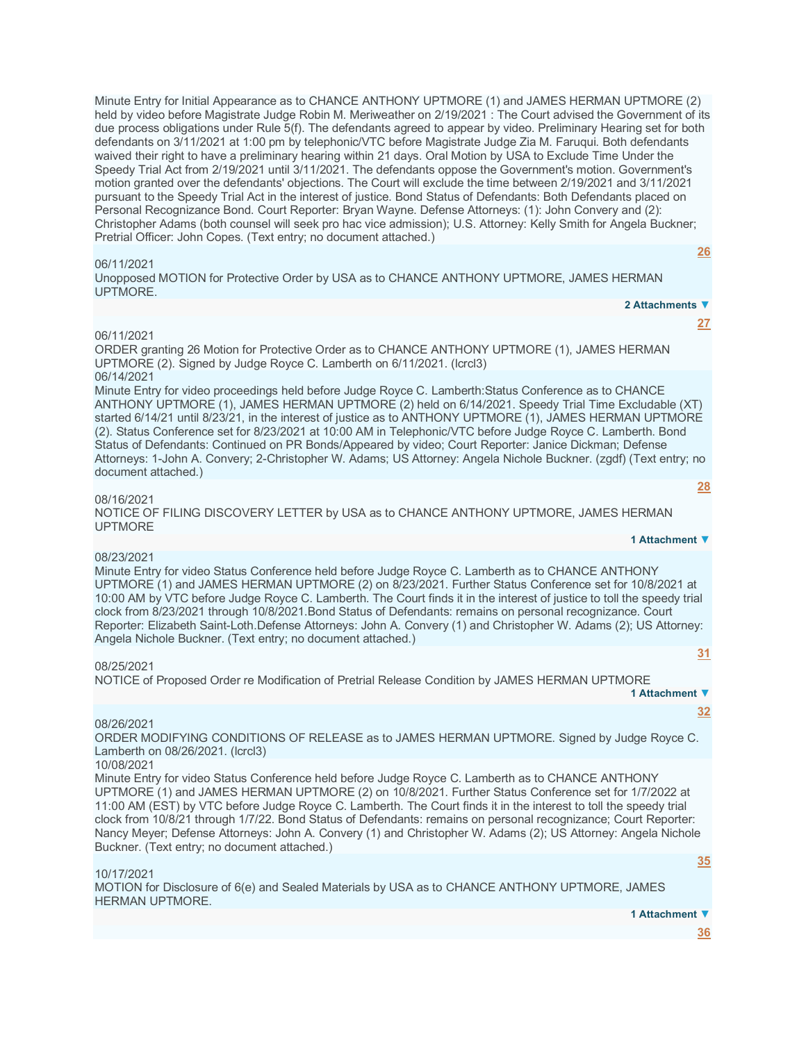Minute Entry for Initial Appearance as to CHANCE ANTHONY UPTMORE (1) and JAMES HERMAN UPTMORE (2) held by video before Magistrate Judge Robin M. Meriweather on 2/19/2021 : The Court advised the Government of its due process obligations under Rule 5(f). The defendants agreed to appear by video. Preliminary Hearing set for both defendants on 3/11/2021 at 1:00 pm by telephonic/VTC before Magistrate Judge Zia M. Faruqui. Both defendants waived their right to have a preliminary hearing within 21 days. Oral Motion by USA to Exclude Time Under the Speedy Trial Act from 2/19/2021 until 3/11/2021. The defendants oppose the Government's motion. Government's motion granted over the defendants' objections. The Court will exclude the time between 2/19/2021 and 3/11/2021 pursuant to the Speedy Trial Act in the interest of justice. Bond Status of Defendants: Both Defendants placed on Personal Recognizance Bond. Court Reporter: Bryan Wayne. Defense Attorneys: (1): John Convery and (2): Christopher Adams (both counsel will seek pro hac vice admission); U.S. Attorney: Kelly Smith for Angela Buckner; Pretrial Officer: John Copes. (Text entry; no document attached.)

**26**

06/11/2021
Unopposed MOTION for Protective Order by USA as to CHANCE ANTHONY UPTMORE, JAMES HERMAN UPTMORE.

**2 Attachments ▼**

**27**

06/11/2021
ORDER granting 26 Motion for Protective Order as to CHANCE ANTHONY UPTMORE (1), JAMES HERMAN UPTMORE (2). Signed by Judge Royce C. Lamberth on 6/11/2021. (lcrcl3)

06/14/2021
Minute Entry for video proceedings held before Judge Royce C. Lamberth:Status Conference as to CHANCE ANTHONY UPTMORE (1), JAMES HERMAN UPTMORE (2) held on 6/14/2021. Speedy Trial Time Excludable (XT) started 6/14/21 until 8/23/21, in the interest of justice as to ANTHONY UPTMORE (1), JAMES HERMAN UPTMORE (2). Status Conference set for 8/23/2021 at 10:00 AM in Telephonic/VTC before Judge Royce C. Lamberth. Bond Status of Defendants: Continued on PR Bonds/Appeared by video; Court Reporter: Janice Dickman; Defense Attorneys: 1-John A. Convery; 2-Christopher W. Adams; US Attorney: Angela Nichole Buckner. (zgdf) (Text entry; no document attached.)

**28**

08/16/2021
NOTICE OF FILING DISCOVERY LETTER by USA as to CHANCE ANTHONY UPTMORE, JAMES HERMAN UPTMORE

**1 Attachment ▼**

08/23/2021
Minute Entry for video Status Conference held before Judge Royce C. Lamberth as to CHANCE ANTHONY UPTMORE (1) and JAMES HERMAN UPTMORE (2) on 8/23/2021. Further Status Conference set for 10/8/2021 at 10:00 AM by VTC before Judge Royce C. Lamberth. The Court finds it in the interest of justice to toll the speedy trial clock from 8/23/2021 through 10/8/2021.Bond Status of Defendants: remains on personal recognizance. Court Reporter: Elizabeth Saint-Loth.Defense Attorneys: John A. Convery (1) and Christopher W. Adams (2); US Attorney: Angela Nichole Buckner. (Text entry; no document attached.)

**31**

08/25/2021
NOTICE of Proposed Order re Modification of Pretrial Release Condition by JAMES HERMAN UPTMORE

**1 Attachment ▼**

**32**

08/26/2021
ORDER MODIFYING CONDITIONS OF RELEASE as to JAMES HERMAN UPTMORE. Signed by Judge Royce C. Lamberth on 08/26/2021. (lcrcl3)

10/08/2021
Minute Entry for video Status Conference held before Judge Royce C. Lamberth as to CHANCE ANTHONY UPTMORE (1) and JAMES HERMAN UPTMORE (2) on 10/8/2021. Further Status Conference set for 1/7/2022 at 11:00 AM (EST) by VTC before Judge Royce C. Lamberth. The Court finds it in the interest to toll the speedy trial clock from 10/8/21 through 1/7/22. Bond Status of Defendants: remains on personal recognizance; Court Reporter: Nancy Meyer; Defense Attorneys: John A. Convery (1) and Christopher W. Adams (2); US Attorney: Angela Nichole Buckner. (Text entry; no document attached.)

**35**

10/17/2021
MOTION for Disclosure of 6(e) and Sealed Materials by USA as to CHANCE ANTHONY UPTMORE, JAMES HERMAN UPTMORE.

**1 Attachment ▼**

**36**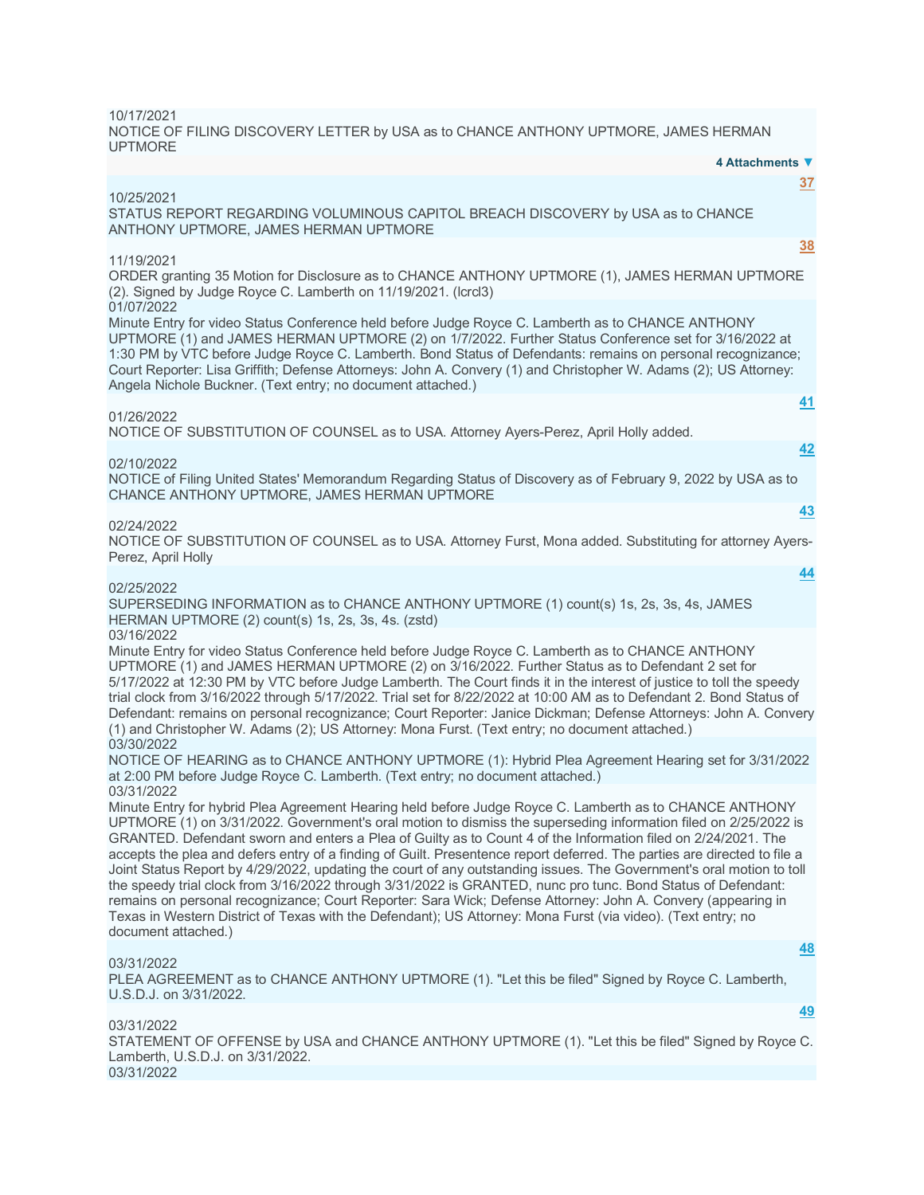10/17/2021

NOTICE OF FILING DISCOVERY LETTER by USA as to CHANCE ANTHONY UPTMORE, JAMES HERMAN UPTMORE

**4 Attachments ▼**

**37**

10/25/2021

STATUS REPORT REGARDING VOLUMINOUS CAPITOL BREACH DISCOVERY by USA as to CHANCE ANTHONY UPTMORE, JAMES HERMAN UPTMORE

**38**

11/19/2021

ORDER granting 35 Motion for Disclosure as to CHANCE ANTHONY UPTMORE (1), JAMES HERMAN UPTMORE (2). Signed by Judge Royce C. Lamberth on 11/19/2021. (lcrcl3)

01/07/2022

Minute Entry for video Status Conference held before Judge Royce C. Lamberth as to CHANCE ANTHONY UPTMORE (1) and JAMES HERMAN UPTMORE (2) on 1/7/2022. Further Status Conference set for 3/16/2022 at 1:30 PM by VTC before Judge Royce C. Lamberth. Bond Status of Defendants: remains on personal recognizance; Court Reporter: Lisa Griffith; Defense Attorneys: John A. Convery (1) and Christopher W. Adams (2); US Attorney: Angela Nichole Buckner. (Text entry; no document attached.)

**41**

01/26/2022

NOTICE OF SUBSTITUTION OF COUNSEL as to USA. Attorney Ayers-Perez, April Holly added.

**42**

02/10/2022

NOTICE of Filing United States' Memorandum Regarding Status of Discovery as of February 9, 2022 by USA as to CHANCE ANTHONY UPTMORE, JAMES HERMAN UPTMORE

**43**

02/24/2022

NOTICE OF SUBSTITUTION OF COUNSEL as to USA. Attorney Furst, Mona added. Substituting for attorney Ayers-Perez, April Holly

**44**

02/25/2022

SUPERSEDING INFORMATION as to CHANCE ANTHONY UPTMORE (1) count(s) 1s, 2s, 3s, 4s, JAMES HERMAN UPTMORE (2) count(s) 1s, 2s, 3s, 4s. (zstd)

03/16/2022

Minute Entry for video Status Conference held before Judge Royce C. Lamberth as to CHANCE ANTHONY UPTMORE (1) and JAMES HERMAN UPTMORE (2) on 3/16/2022. Further Status as to Defendant 2 set for 5/17/2022 at 12:30 PM by VTC before Judge Lamberth. The Court finds it in the interest of justice to toll the speedy trial clock from 3/16/2022 through 5/17/2022. Trial set for 8/22/2022 at 10:00 AM as to Defendant 2. Bond Status of Defendant: remains on personal recognizance; Court Reporter: Janice Dickman; Defense Attorneys: John A. Convery (1) and Christopher W. Adams (2); US Attorney: Mona Furst. (Text entry; no document attached.)

03/30/2022

NOTICE OF HEARING as to CHANCE ANTHONY UPTMORE (1): Hybrid Plea Agreement Hearing set for 3/31/2022 at 2:00 PM before Judge Royce C. Lamberth. (Text entry; no document attached.)

03/31/2022

Minute Entry for hybrid Plea Agreement Hearing held before Judge Royce C. Lamberth as to CHANCE ANTHONY UPTMORE (1) on 3/31/2022. Government's oral motion to dismiss the superseding information filed on 2/25/2022 is GRANTED. Defendant sworn and enters a Plea of Guilty as to Count 4 of the Information filed on 2/24/2021. The accepts the plea and defers entry of a finding of Guilt. Presentence report deferred. The parties are directed to file a Joint Status Report by 4/29/2022, updating the court of any outstanding issues. The Government's oral motion to toll the speedy trial clock from 3/16/2022 through 3/31/2022 is GRANTED, nunc pro tunc. Bond Status of Defendant: remains on personal recognizance; Court Reporter: Sara Wick; Defense Attorney: John A. Convery (appearing in Texas in Western District of Texas with the Defendant); US Attorney: Mona Furst (via video). (Text entry; no document attached.)

**48**

03/31/2022

PLEA AGREEMENT as to CHANCE ANTHONY UPTMORE (1). "Let this be filed" Signed by Royce C. Lamberth, U.S.D.J. on 3/31/2022.

**49**

03/31/2022

STATEMENT OF OFFENSE by USA and CHANCE ANTHONY UPTMORE (1). "Let this be filed" Signed by Royce C. Lamberth, U.S.D.J. on 3/31/2022.

03/31/2022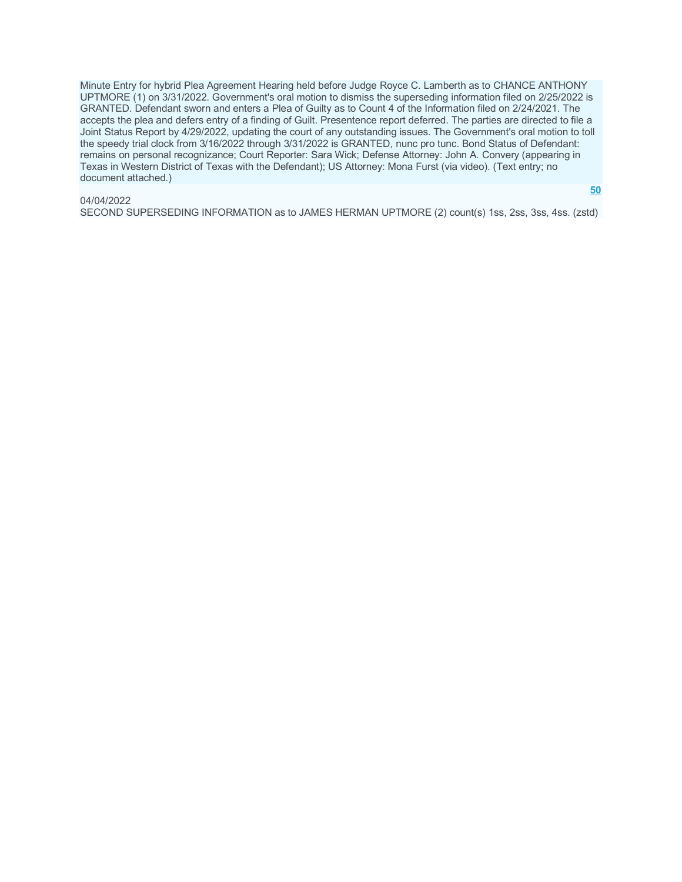Minute Entry for hybrid Plea Agreement Hearing held before Judge Royce C. Lamberth as to CHANCE ANTHONY UPTMORE (1) on 3/31/2022. Government's oral motion to dismiss the superseding information filed on 2/25/2022 is GRANTED. Defendant sworn and enters a Plea of Guilty as to Count 4 of the Information filed on 2/24/2021. The accepts the plea and defers entry of a finding of Guilt. Presentence report deferred. The parties are directed to file a Joint Status Report by 4/29/2022, updating the court of any outstanding issues. The Government's oral motion to toll the speedy trial clock from 3/16/2022 through 3/31/2022 is GRANTED, nunc pro tunc. Bond Status of Defendant: remains on personal recognizance; Court Reporter: Sara Wick; Defense Attorney: John A. Convery (appearing in Texas in Western District of Texas with the Defendant); US Attorney: Mona Furst (via video). (Text entry; no document attached.)

04/04/2022 | 50

SECOND SUPERSEDING INFORMATION as to JAMES HERMAN UPTMORE (2) count(s) 1ss, 2ss, 3ss, 4ss. (zstd)